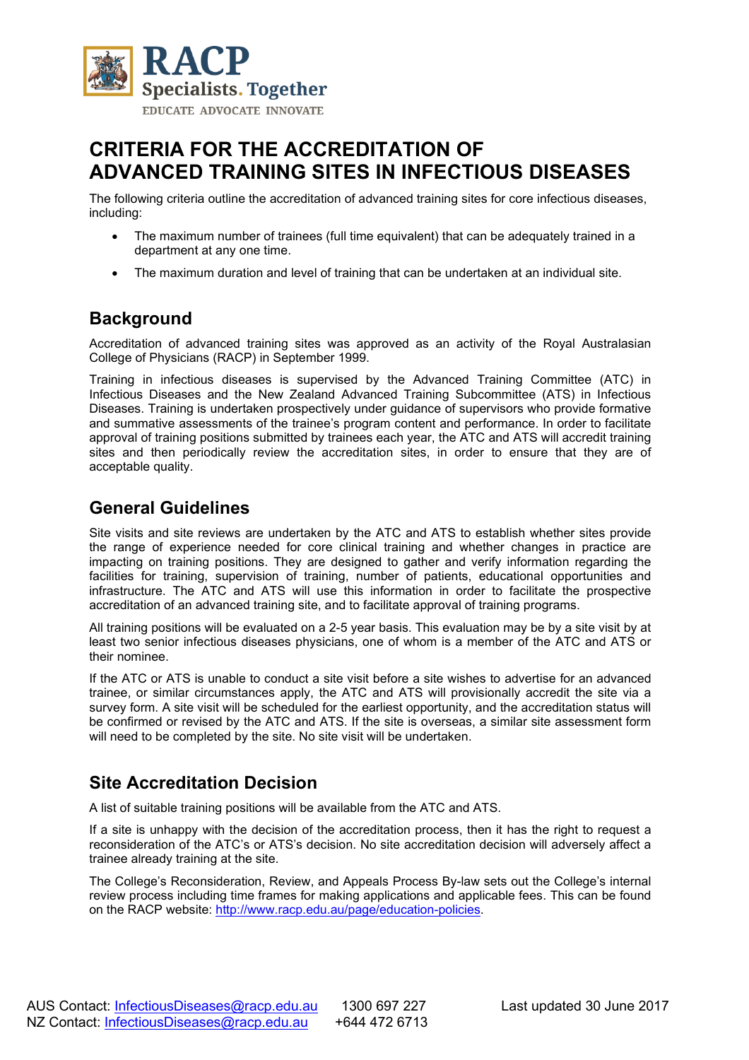# CRITERIA FOR THE ACCREDITATION OF ADVANCED TRAINING SITES IN INFECTIOUS DISEASES

The following criteria outline the accreditation of advanced training sites for core infectious diseases, including:

- The maximum number of trainees (full time equivalent) that can be adequately trained in a department at any one time.
- The maximum duration and level of training that can be undertaken at an individual site.

## Background

Accreditation of advanced training sites was approved as an activity of the Royal Australasian College of Physicians (RACP) in September 1999.

Training in infectious diseases is supervised by the Advanced Training Committee (ATC) in Infectious Diseases and the New Zealand Advanced Training Subcommittee (ATS) in Infectious Diseases. Training is undertaken prospectively under guidance of supervisors who provide formative and summative assessments of the trainee's program content and performance. In order to facilitate approval of training positions submitted by trainees each year, the ATC and ATS will accredit training sites and then periodically review the accreditation sites, in order to ensure that they are of acceptable quality.

## General Guidelines

Site visits and site reviews are undertaken by the ATC and ATS to establish whether sites provide the range of experience needed for core clinical training and whether changes in practice are impacting on training positions. They are designed to gather and verify information regarding the facilities for training, supervision of training, number of patients, educational opportunities and infrastructure. The ATC and ATS will use this information in order to facilitate the prospective accreditation of an advanced training site, and to facilitate approval of training programs.

All training positions will be evaluated on a 2-5 year basis. This evaluation may be by a site visit by at least two senior infectious diseases physicians, one of whom is a member of the ATC and ATS or their nominee.

If the ATC or ATS is unable to conduct a site visit before a site wishes to advertise for an advanced trainee, or similar circumstances apply, the ATC and ATS will provisionally accredit the site via a survey form. A site visit will be scheduled for the earliest opportunity, and the accreditation status will be confirmed or revised by the ATC and ATS. If the site is overseas, a similar site assessment form will need to be completed by the site. No site visit will be undertaken.

## Site Accreditation Decision

A list of suitable training positions will be available from the ATC and ATS.

If a site is unhappy with the decision of the accreditation process, then it has the right to request a reconsideration of the ATC's or ATS's decision. No site accreditation decision will adversely affect a trainee already training at the site.

The College's Reconsideration, Review, and Appeals Process By-law sets out the College's internal review process including time frames for making applications and applicable fees. This can be found on the RACP website: [http://www.racp.edu.au/page/education-policies](http://www.racp.edu.au/page/education-policies).

AUS Contact: InfectiousDiseases@racp.edu.au 1300 697 227
NZ Contact: InfectiousDiseases@racp.edu.au +644 472 6713
Last updated 30 June 2017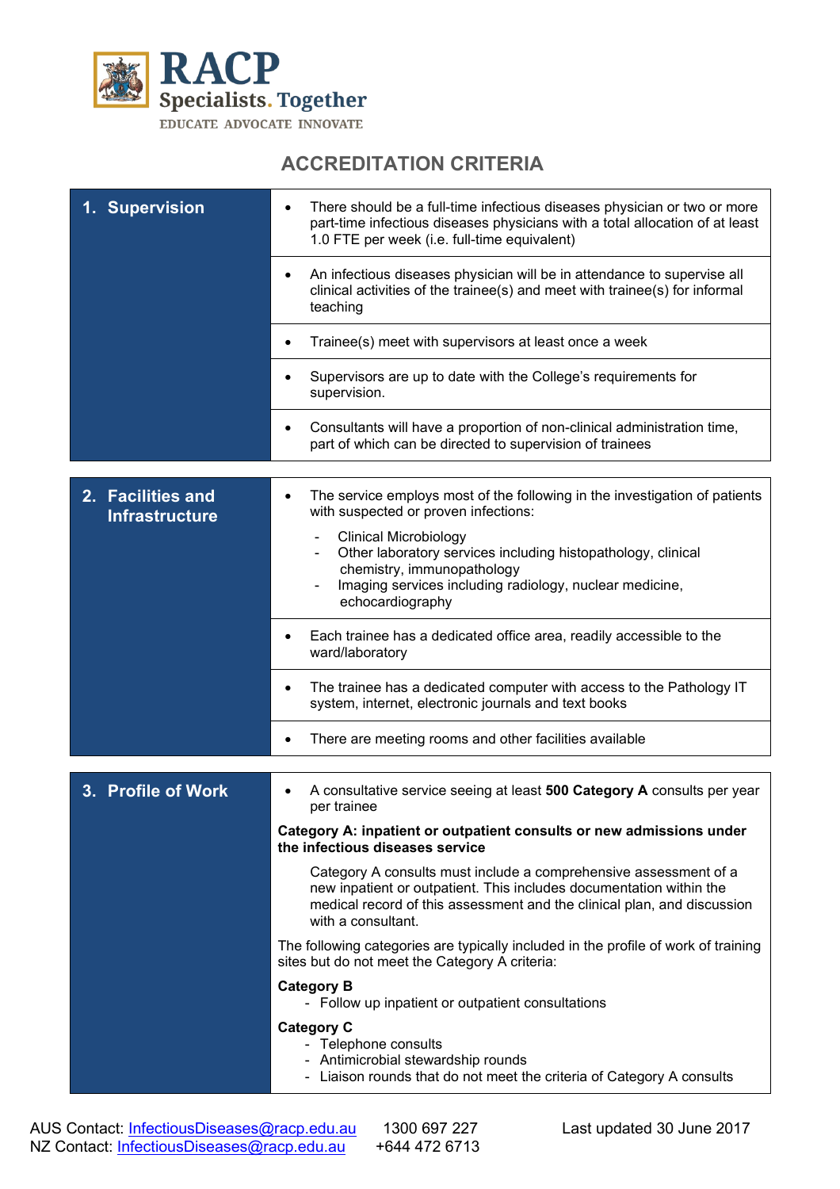# ACCREDITATION CRITERIA

| 1. Supervision | |
|---|---|
| | • There should be a full-time infectious diseases physician or two or more part-time infectious diseases physicians with a total allocation of at least 1.0 FTE per week (i.e. full-time equivalent) |
| | • An infectious diseases physician will be in attendance to supervise all clinical activities of the trainee(s) and meet with trainee(s) for informal teaching |
| | • Trainee(s) meet with supervisors at least once a week |
| | • Supervisors are up to date with the College's requirements for supervision. |
| | • Consultants will have a proportion of non-clinical administration time, part of which can be directed to supervision of trainees |

| 2. Facilities and Infrastructure | |
|---|---|
| | • The service employs most of the following in the investigation of patients with suspected or proven infections:<br>- Clinical Microbiology<br>- Other laboratory services including histopathology, clinical chemistry, immunopathology<br>- Imaging services including radiology, nuclear medicine, echocardiography |
| | • Each trainee has a dedicated office area, readily accessible to the ward/laboratory |
| | • The trainee has a dedicated computer with access to the Pathology IT system, internet, electronic journals and text books |
| | • There are meeting rooms and other facilities available |

| 3. Profile of Work | |
|---|---|
| | • A consultative service seeing at least **500 Category A** consults per year per trainee<br><br>**Category A: inpatient or outpatient consults or new admissions under the infectious diseases service**<br><br>Category A consults must include a comprehensive assessment of a new inpatient or outpatient. This includes documentation within the medical record of this assessment and the clinical plan, and discussion with a consultant.<br><br>The following categories are typically included in the profile of work of training sites but do not meet the Category A criteria:<br><br>**Category B**<br>- Follow up inpatient or outpatient consultations<br><br>**Category C**<br>- Telephone consults<br>- Antimicrobial stewardship rounds<br>- Liaison rounds that do not meet the criteria of Category A consults |

AUS Contact: InfectiousDiseases@racp.edu.au 1300 697 227
NZ Contact: InfectiousDiseases@racp.edu.au +644 472 6713

Last updated 30 June 2017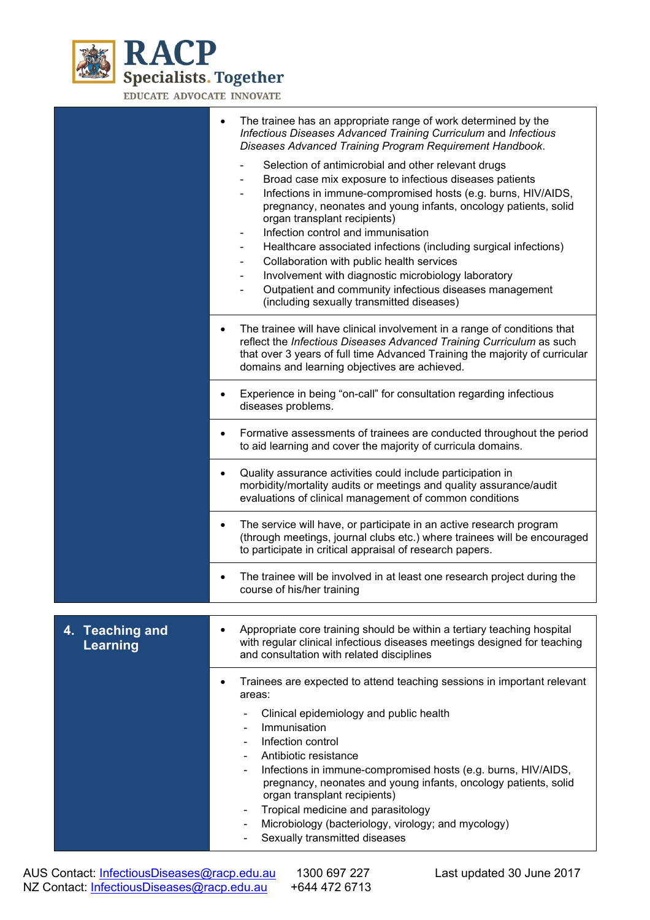| | |
|---|---|
| | • The trainee has an appropriate range of work determined by the *Infectious Diseases Advanced Training Curriculum* and *Infectious Diseases Advanced Training Program Requirement Handbook*.<br>- Selection of antimicrobial and other relevant drugs<br>- Broad case mix exposure to infectious diseases patients<br>- Infections in immune-compromised hosts (e.g. burns, HIV/AIDS, pregnancy, neonates and young infants, oncology patients, solid organ transplant recipients)<br>- Infection control and immunisation<br>- Healthcare associated infections (including surgical infections)<br>- Collaboration with public health services<br>- Involvement with diagnostic microbiology laboratory<br>- Outpatient and community infectious diseases management (including sexually transmitted diseases) |
| | • The trainee will have clinical involvement in a range of conditions that reflect the *Infectious Diseases Advanced Training Curriculum* as such that over 3 years of full time Advanced Training the majority of curricular domains and learning objectives are achieved. |
| | • Experience in being “on-call” for consultation regarding infectious diseases problems. |
| | • Formative assessments of trainees are conducted throughout the period to aid learning and cover the majority of curricula domains. |
| | • Quality assurance activities could include participation in morbidity/mortality audits or meetings and quality assurance/audit evaluations of clinical management of common conditions |
| | • The service will have, or participate in an active research program (through meetings, journal clubs etc.) where trainees will be encouraged to participate in critical appraisal of research papers. |
| | • The trainee will be involved in at least one research project during the course of his/her training |

| | |
|---|---|
| **4. Teaching and Learning** | • Appropriate core training should be within a tertiary teaching hospital with regular clinical infectious diseases meetings designed for teaching and consultation with related disciplines |
| | • Trainees are expected to attend teaching sessions in important relevant areas:<br>- Clinical epidemiology and public health<br>- Immunisation<br>- Infection control<br>- Antibiotic resistance<br>- Infections in immune-compromised hosts (e.g. burns, HIV/AIDS, pregnancy, neonates and young infants, oncology patients, solid organ transplant recipients)<br>- Tropical medicine and parasitology<br>- Microbiology (bacteriology, virology; and mycology)<br>- Sexually transmitted diseases |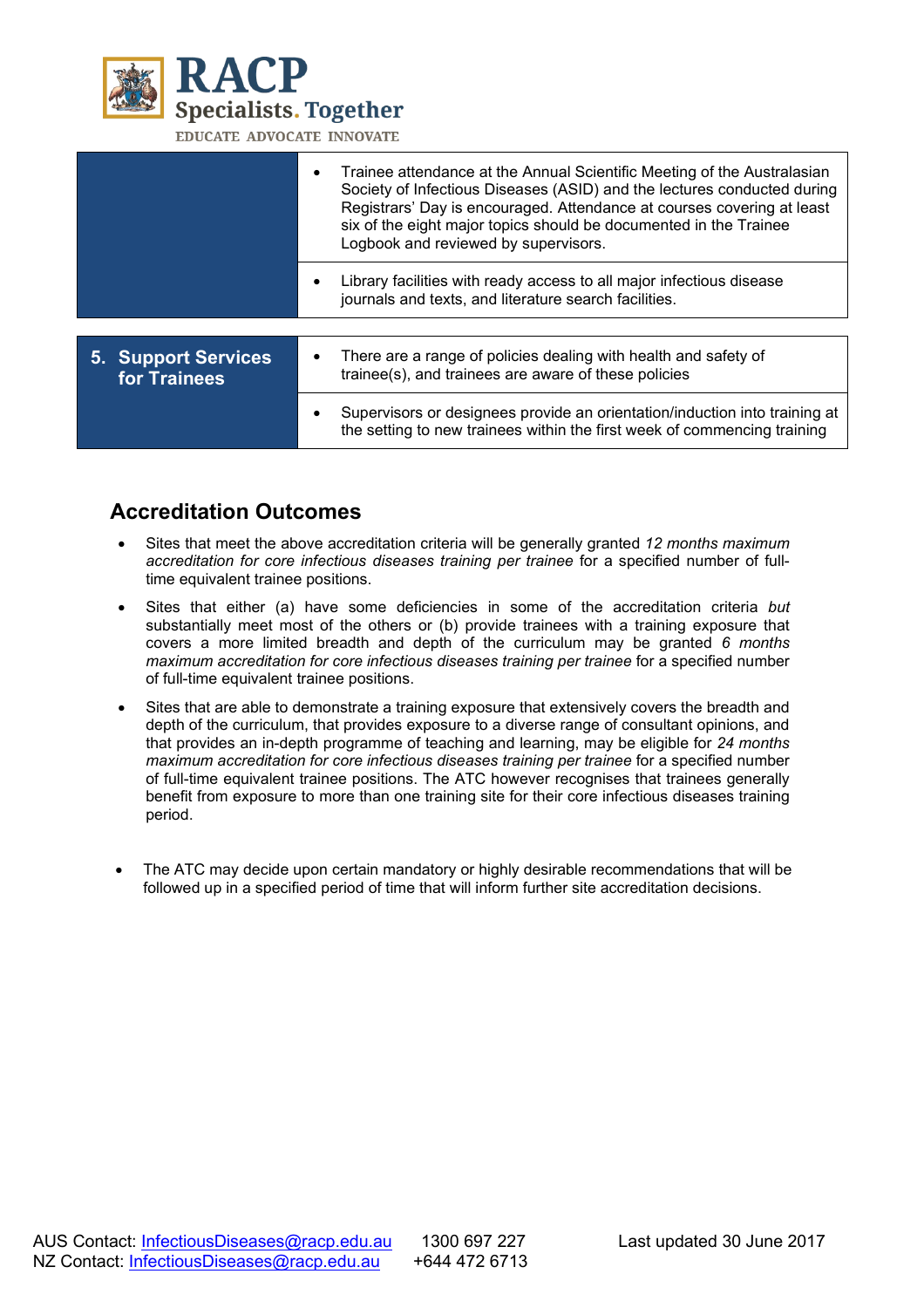| | |
|---|---|
| | • Trainee attendance at the Annual Scientific Meeting of the Australasian Society of Infectious Diseases (ASID) and the lectures conducted during Registrars' Day is encouraged. Attendance at courses covering at least six of the eight major topics should be documented in the Trainee Logbook and reviewed by supervisors. |
| | • Library facilities with ready access to all major infectious disease journals and texts, and literature search facilities. |

| | |
|---|---|
| **5. Support Services for Trainees** | • There are a range of policies dealing with health and safety of trainee(s), and trainees are aware of these policies |
| | • Supervisors or designees provide an orientation/induction into training at the setting to new trainees within the first week of commencing training |

## Accreditation Outcomes

- Sites that meet the above accreditation criteria will be generally granted *12 months maximum accreditation for core infectious diseases training per trainee* for a specified number of full-time equivalent trainee positions.
- Sites that either (a) have some deficiencies in some of the accreditation criteria *but* substantially meet most of the others or (b) provide trainees with a training exposure that covers a more limited breadth and depth of the curriculum may be granted *6 months maximum accreditation for core infectious diseases training per trainee* for a specified number of full-time equivalent trainee positions.
- Sites that are able to demonstrate a training exposure that extensively covers the breadth and depth of the curriculum, that provides exposure to a diverse range of consultant opinions, and that provides an in-depth programme of teaching and learning, may be eligible for *24 months maximum accreditation for core infectious diseases training per trainee* for a specified number of full-time equivalent trainee positions. The ATC however recognises that trainees generally benefit from exposure to more than one training site for their core infectious diseases training period.
- The ATC may decide upon certain mandatory or highly desirable recommendations that will be followed up in a specified period of time that will inform further site accreditation decisions.

AUS Contact: InfectiousDiseases@racp.edu.au 1300 697 227 Last updated 30 June 2017
NZ Contact: InfectiousDiseases@racp.edu.au +644 472 6713